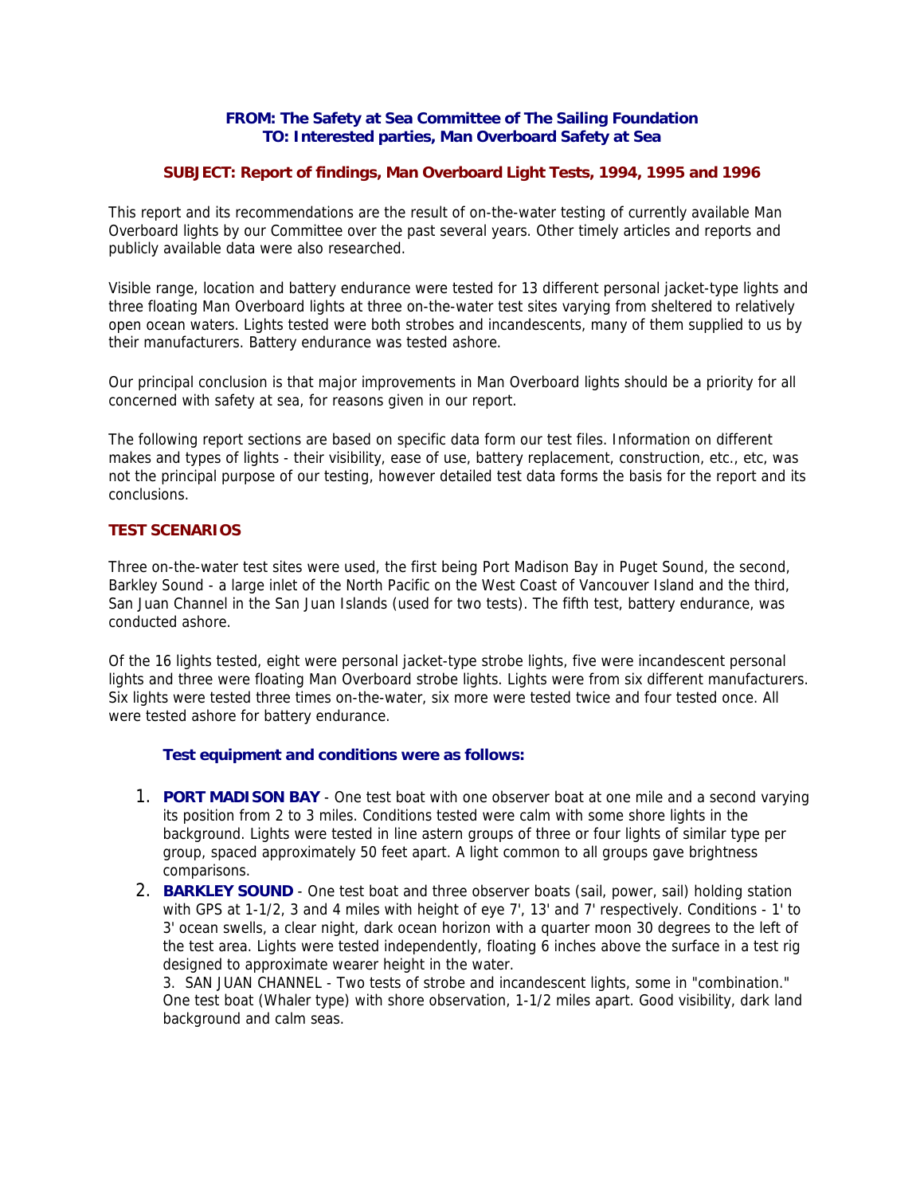**FROM: The Safety at Sea Committee of The Sailing Foundation**
**TO: Interested parties, Man Overboard Safety at Sea**

**SUBJECT: Report of findings, Man Overboard Light Tests, 1994, 1995 and 1996**

This report and its recommendations are the result of on-the-water testing of currently available Man Overboard lights by our Committee over the past several years. Other timely articles and reports and publicly available data were also researched.

Visible range, location and battery endurance were tested for 13 different personal jacket-type lights and three floating Man Overboard lights at three on-the-water test sites varying from sheltered to relatively open ocean waters. Lights tested were both strobes and incandescents, many of them supplied to us by their manufacturers. Battery endurance was tested ashore.

Our principal conclusion is that major improvements in Man Overboard lights should be a priority for all concerned with safety at sea, for reasons given in our report.

The following report sections are based on specific data form our test files. Information on different makes and types of lights - their visibility, ease of use, battery replacement, construction, etc., etc, was not the principal purpose of our testing, however detailed test data forms the basis for the report and its conclusions.

## TEST SCENARIOS

Three on-the-water test sites were used, the first being Port Madison Bay in Puget Sound, the second, Barkley Sound - a large inlet of the North Pacific on the West Coast of Vancouver Island and the third, San Juan Channel in the San Juan Islands (used for two tests). The fifth test, battery endurance, was conducted ashore.

Of the 16 lights tested, eight were personal jacket-type strobe lights, five were incandescent personal lights and three were floating Man Overboard strobe lights. Lights were from six different manufacturers. Six lights were tested three times on-the-water, six more were tested twice and four tested once. All were tested ashore for battery endurance.

### Test equipment and conditions were as follows:

1. **PORT MADISON BAY** - One test boat with one observer boat at one mile and a second varying its position from 2 to 3 miles. Conditions tested were calm with some shore lights in the background. Lights were tested in line astern groups of three or four lights of similar type per group, spaced approximately 50 feet apart. A light common to all groups gave brightness comparisons.
2. **BARKLEY SOUND** - One test boat and three observer boats (sail, power, sail) holding station with GPS at 1-1/2, 3 and 4 miles with height of eye 7', 13' and 7' respectively. Conditions - 1' to 3' ocean swells, a clear night, dark ocean horizon with a quarter moon 30 degrees to the left of the test area. Lights were tested independently, floating 6 inches above the surface in a test rig designed to approximate wearer height in the water.
3. SAN JUAN CHANNEL - Two tests of strobe and incandescent lights, some in "combination." One test boat (Whaler type) with shore observation, 1-1/2 miles apart. Good visibility, dark land background and calm seas.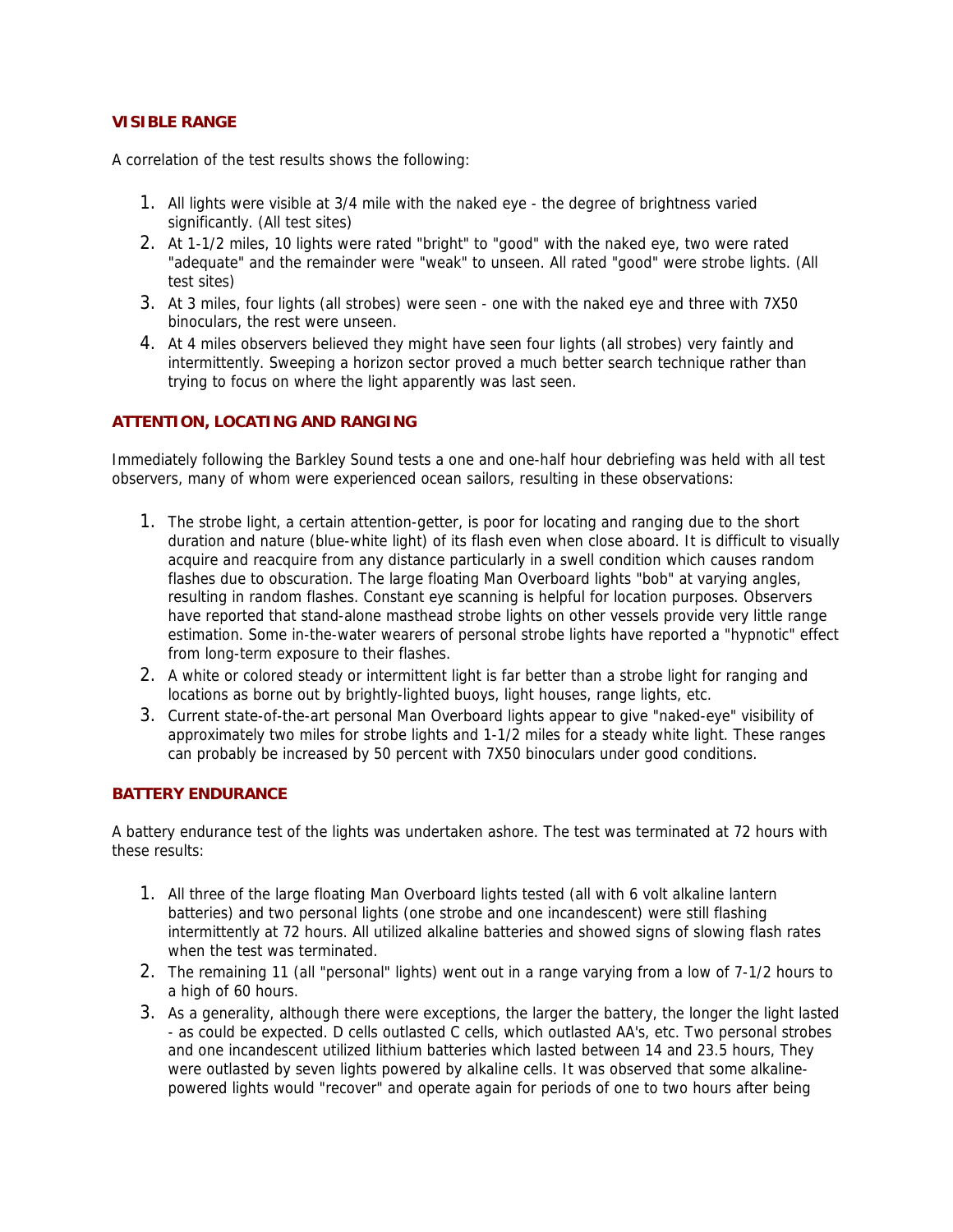## VISIBLE RANGE

A correlation of the test results shows the following:

1. All lights were visible at 3/4 mile with the naked eye - the degree of brightness varied significantly. (All test sites)
2. At 1-1/2 miles, 10 lights were rated "bright" to "good" with the naked eye, two were rated "adequate" and the remainder were "weak" to unseen. All rated "good" were strobe lights. (All test sites)
3. At 3 miles, four lights (all strobes) were seen - one with the naked eye and three with 7X50 binoculars, the rest were unseen.
4. At 4 miles observers believed they might have seen four lights (all strobes) very faintly and intermittently. Sweeping a horizon sector proved a much better search technique rather than trying to focus on where the light apparently was last seen.

## ATTENTION, LOCATING AND RANGING

Immediately following the Barkley Sound tests a one and one-half hour debriefing was held with all test observers, many of whom were experienced ocean sailors, resulting in these observations:

1. The strobe light, a certain attention-getter, is poor for locating and ranging due to the short duration and nature (blue-white light) of its flash even when close aboard. It is difficult to visually acquire and reacquire from any distance particularly in a swell condition which causes random flashes due to obscuration. The large floating Man Overboard lights "bob" at varying angles, resulting in random flashes. Constant eye scanning is helpful for location purposes. Observers have reported that stand-alone masthead strobe lights on other vessels provide very little range estimation. Some in-the-water wearers of personal strobe lights have reported a "hypnotic" effect from long-term exposure to their flashes.
2. A white or colored steady or intermittent light is far better than a strobe light for ranging and locations as borne out by brightly-lighted buoys, light houses, range lights, etc.
3. Current state-of-the-art personal Man Overboard lights appear to give "naked-eye" visibility of approximately two miles for strobe lights and 1-1/2 miles for a steady white light. These ranges can probably be increased by 50 percent with 7X50 binoculars under good conditions.

## BATTERY ENDURANCE

A battery endurance test of the lights was undertaken ashore. The test was terminated at 72 hours with these results:

1. All three of the large floating Man Overboard lights tested (all with 6 volt alkaline lantern batteries) and two personal lights (one strobe and one incandescent) were still flashing intermittently at 72 hours. All utilized alkaline batteries and showed signs of slowing flash rates when the test was terminated.
2. The remaining 11 (all "personal" lights) went out in a range varying from a low of 7-1/2 hours to a high of 60 hours.
3. As a generality, although there were exceptions, the larger the battery, the longer the light lasted - as could be expected. D cells outlasted C cells, which outlasted AA's, etc. Two personal strobes and one incandescent utilized lithium batteries which lasted between 14 and 23.5 hours, They were outlasted by seven lights powered by alkaline cells. It was observed that some alkaline-powered lights would "recover" and operate again for periods of one to two hours after being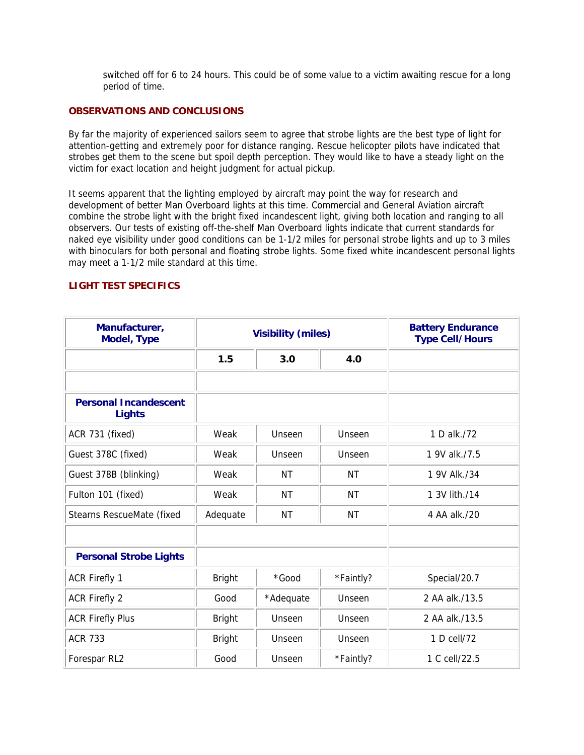switched off for 6 to 24 hours. This could be of some value to a victim awaiting rescue for a long period of time.

## OBSERVATIONS AND CONCLUSIONS

By far the majority of experienced sailors seem to agree that strobe lights are the best type of light for attention-getting and extremely poor for distance ranging. Rescue helicopter pilots have indicated that strobes get them to the scene but spoil depth perception. They would like to have a steady light on the victim for exact location and height judgment for actual pickup.

It seems apparent that the lighting employed by aircraft may point the way for research and development of better Man Overboard lights at this time. Commercial and General Aviation aircraft combine the strobe light with the bright fixed incandescent light, giving both location and ranging to all observers. Our tests of existing off-the-shelf Man Overboard lights indicate that current standards for naked eye visibility under good conditions can be 1-1/2 miles for personal strobe lights and up to 3 miles with binoculars for both personal and floating strobe lights. Some fixed white incandescent personal lights may meet a 1-1/2 mile standard at this time.

## LIGHT TEST SPECIFICS

| Manufacturer, Model, Type | Visibility (miles) | | | Battery Endurance Type Cell/Hours |
|---|---|---|---|---|
| | 1.5 | 3.0 | 4.0 | |
| | | | | |
| **Personal Incandescent Lights** | | | | |
| ACR 731 (fixed) | Weak | Unseen | Unseen | 1 D alk./72 |
| Guest 378C (fixed) | Weak | Unseen | Unseen | 1 9V alk./7.5 |
| Guest 378B (blinking) | Weak | NT | NT | 1 9V Alk./34 |
| Fulton 101 (fixed) | Weak | NT | NT | 1 3V lith./14 |
| Stearns RescueMate (fixed | Adequate | NT | NT | 4 AA alk./20 |
| | | | | |
| **Personal Strobe Lights** | | | | |
| ACR Firefly 1 | Bright | *Good | *Faintly? | Special/20.7 |
| ACR Firefly 2 | Good | *Adequate | Unseen | 2 AA alk./13.5 |
| ACR Firefly Plus | Bright | Unseen | Unseen | 2 AA alk./13.5 |
| ACR 733 | Bright | Unseen | Unseen | 1 D cell/72 |
| Forespar RL2 | Good | Unseen | *Faintly? | 1 C cell/22.5 |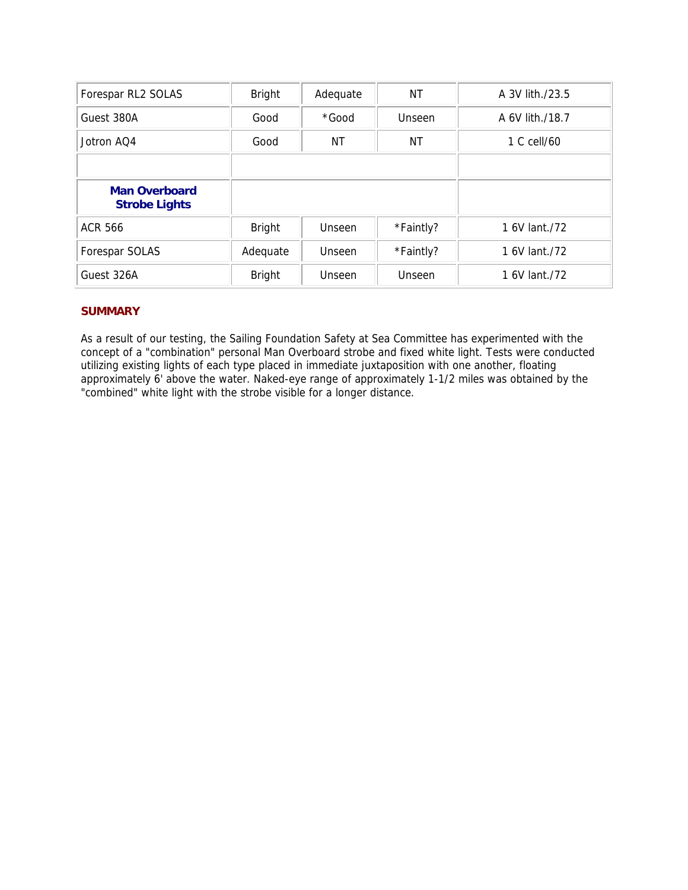| | | | | |
|---|---|---|---|---|
| Forespar RL2 SOLAS | Bright | Adequate | NT | A 3V lith./23.5 |
| Guest 380A | Good | *Good | Unseen | A 6V lith./18.7 |
| Jotron AQ4 | Good | NT | NT | 1 C cell/60 |
| | | | | |
| **Man Overboard Strobe Lights** | | | | |
| ACR 566 | Bright | Unseen | *Faintly? | 1 6V lant./72 |
| Forespar SOLAS | Adequate | Unseen | *Faintly? | 1 6V lant./72 |
| Guest 326A | Bright | Unseen | Unseen | 1 6V lant./72 |

## SUMMARY

As a result of our testing, the Sailing Foundation Safety at Sea Committee has experimented with the concept of a "combination" personal Man Overboard strobe and fixed white light. Tests were conducted utilizing existing lights of each type placed in immediate juxtaposition with one another, floating approximately 6' above the water. Naked-eye range of approximately 1-1/2 miles was obtained by the "combined" white light with the strobe visible for a longer distance.